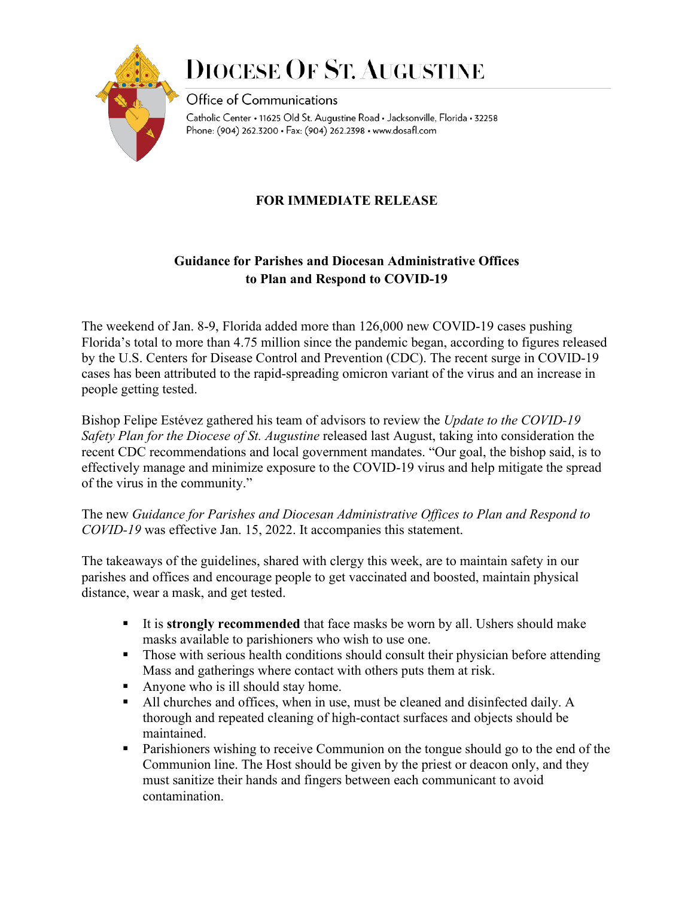# DIOCESE OF ST. AUGUSTINE

Office of Communications

Catholic Center • 11625 Old St. Augustine Road • Jacksonville, Florida • 32258
Phone: (904) 262.3200 • Fax: (904) 262.2398 • www.dosafl.com

**FOR IMMEDIATE RELEASE**

## Guidance for Parishes and Diocesan Administrative Offices to Plan and Respond to COVID-19

The weekend of Jan. 8-9, Florida added more than 126,000 new COVID-19 cases pushing Florida's total to more than 4.75 million since the pandemic began, according to figures released by the U.S. Centers for Disease Control and Prevention (CDC). The recent surge in COVID-19 cases has been attributed to the rapid-spreading omicron variant of the virus and an increase in people getting tested.

Bishop Felipe Estévez gathered his team of advisors to review the *Update to the COVID-19 Safety Plan for the Diocese of St. Augustine* released last August, taking into consideration the recent CDC recommendations and local government mandates. "Our goal, the bishop said, is to effectively manage and minimize exposure to the COVID-19 virus and help mitigate the spread of the virus in the community."

The new *Guidance for Parishes and Diocesan Administrative Offices to Plan and Respond to COVID-19* was effective Jan. 15, 2022. It accompanies this statement.

The takeaways of the guidelines, shared with clergy this week, are to maintain safety in our parishes and offices and encourage people to get vaccinated and boosted, maintain physical distance, wear a mask, and get tested.

- It is **strongly recommended** that face masks be worn by all. Ushers should make masks available to parishioners who wish to use one.
- Those with serious health conditions should consult their physician before attending Mass and gatherings where contact with others puts them at risk.
- Anyone who is ill should stay home.
- All churches and offices, when in use, must be cleaned and disinfected daily. A thorough and repeated cleaning of high-contact surfaces and objects should be maintained.
- Parishioners wishing to receive Communion on the tongue should go to the end of the Communion line. The Host should be given by the priest or deacon only, and they must sanitize their hands and fingers between each communicant to avoid contamination.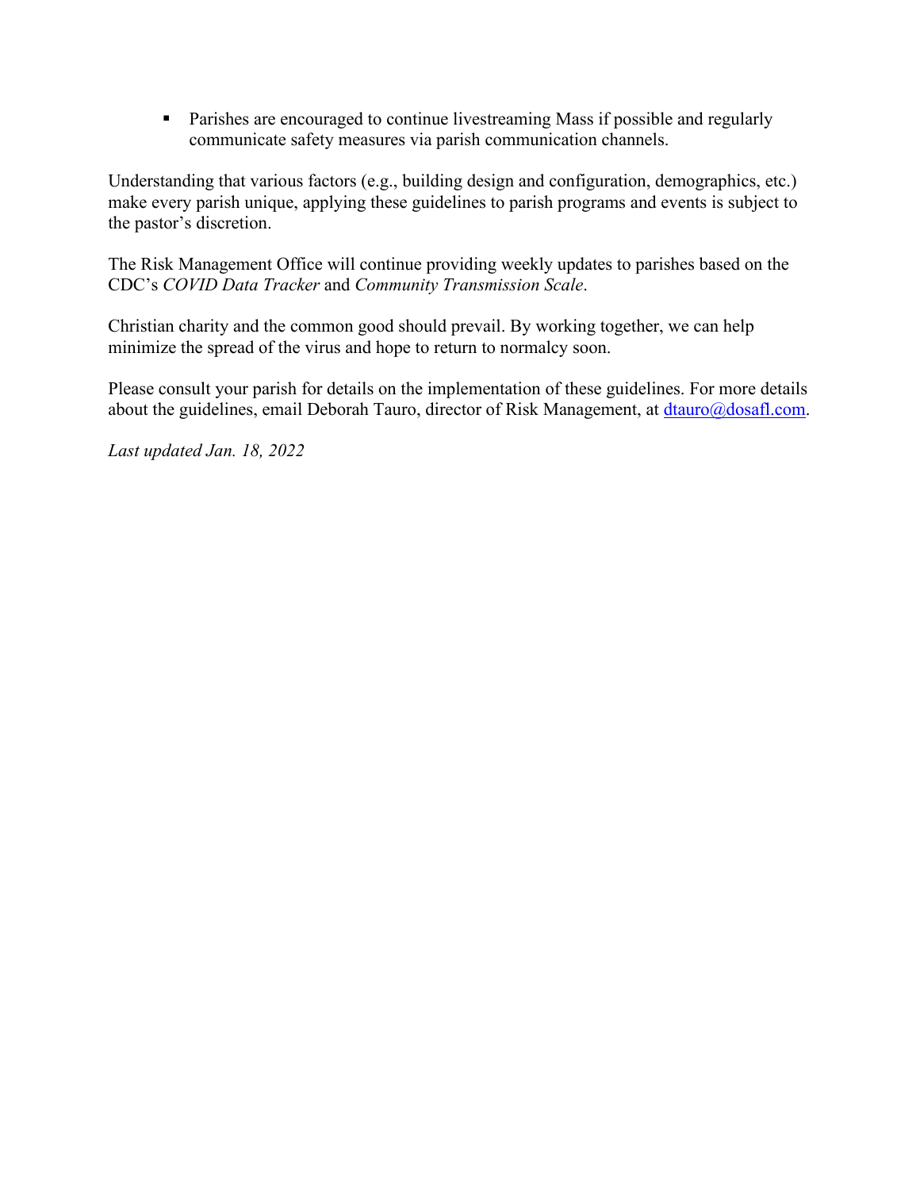- Parishes are encouraged to continue livestreaming Mass if possible and regularly communicate safety measures via parish communication channels.

Understanding that various factors (e.g., building design and configuration, demographics, etc.) make every parish unique, applying these guidelines to parish programs and events is subject to the pastor's discretion.

The Risk Management Office will continue providing weekly updates to parishes based on the CDC's *COVID Data Tracker* and *Community Transmission Scale*.

Christian charity and the common good should prevail. By working together, we can help minimize the spread of the virus and hope to return to normalcy soon.

Please consult your parish for details on the implementation of these guidelines. For more details about the guidelines, email Deborah Tauro, director of Risk Management, at [dtauro@dosafl.com](mailto:dtauro@dosafl.com).

*Last updated Jan. 18, 2022*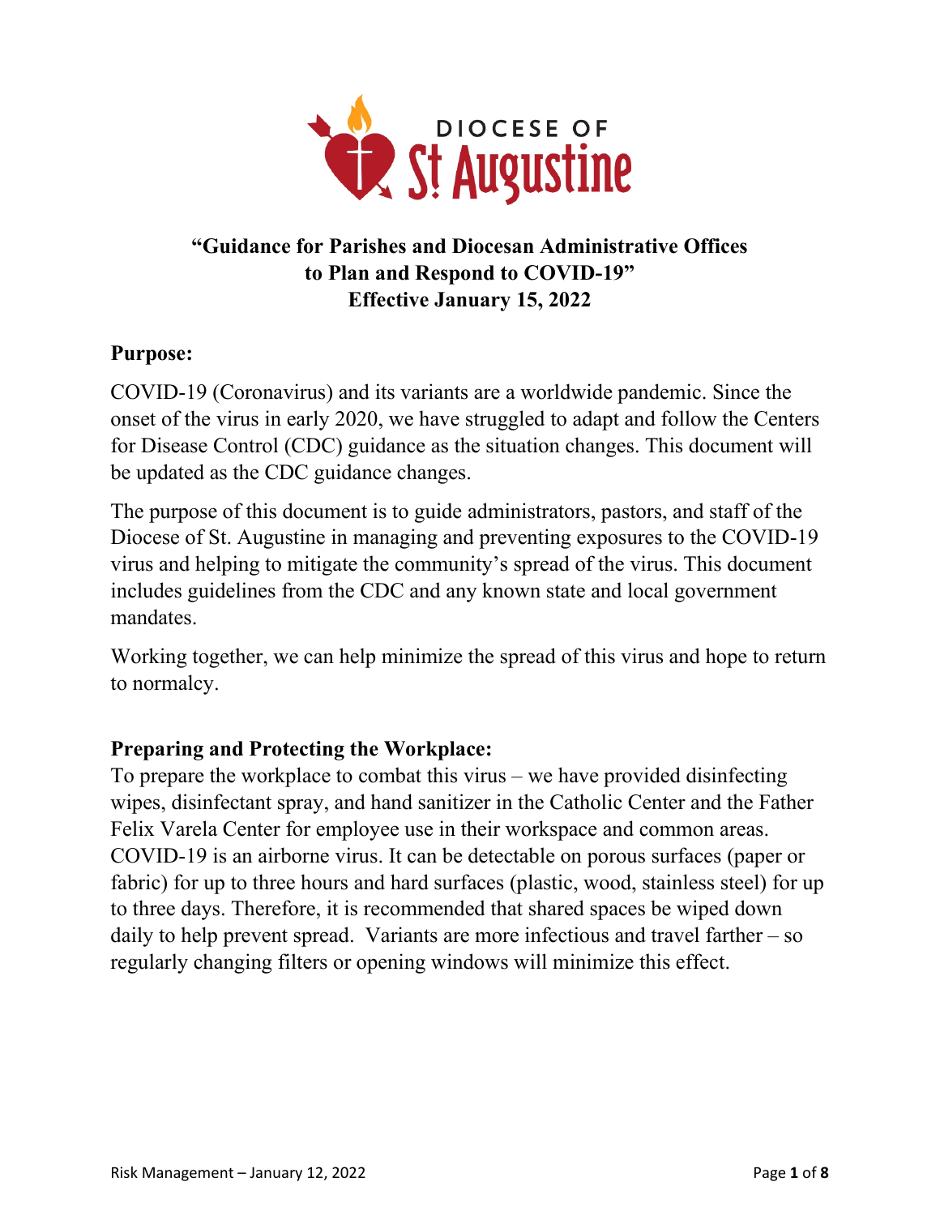**“Guidance for Parishes and Diocesan Administrative Offices to Plan and Respond to COVID-19” Effective January 15, 2022**

## Purpose:

COVID-19 (Coronavirus) and its variants are a worldwide pandemic. Since the onset of the virus in early 2020, we have struggled to adapt and follow the Centers for Disease Control (CDC) guidance as the situation changes. This document will be updated as the CDC guidance changes.

The purpose of this document is to guide administrators, pastors, and staff of the Diocese of St. Augustine in managing and preventing exposures to the COVID-19 virus and helping to mitigate the community’s spread of the virus. This document includes guidelines from the CDC and any known state and local government mandates.

Working together, we can help minimize the spread of this virus and hope to return to normalcy.

## Preparing and Protecting the Workplace:

To prepare the workplace to combat this virus – we have provided disinfecting wipes, disinfectant spray, and hand sanitizer in the Catholic Center and the Father Felix Varela Center for employee use in their workspace and common areas. COVID-19 is an airborne virus. It can be detectable on porous surfaces (paper or fabric) for up to three hours and hard surfaces (plastic, wood, stainless steel) for up to three days. Therefore, it is recommended that shared spaces be wiped down daily to help prevent spread. Variants are more infectious and travel farther – so regularly changing filters or opening windows will minimize this effect.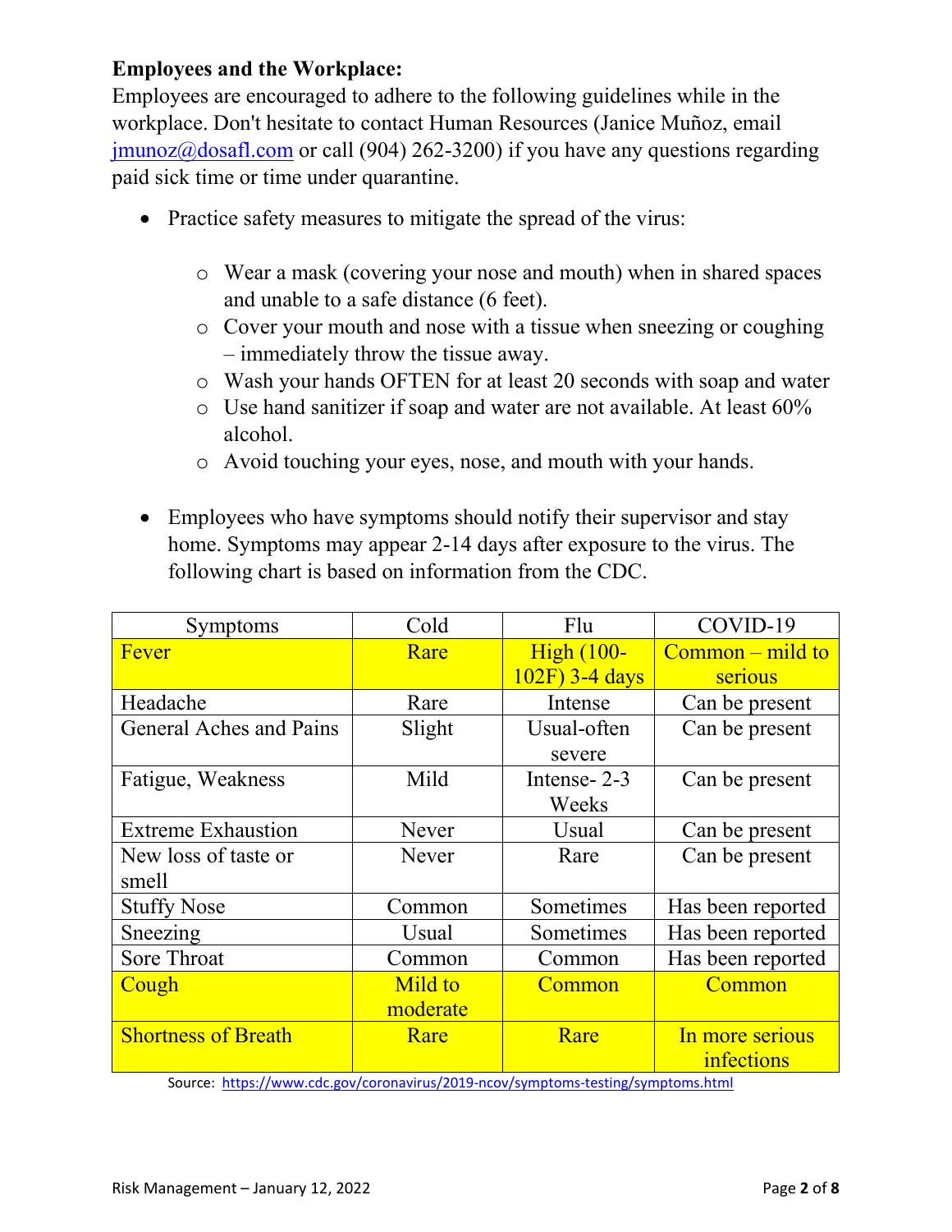**Employees and the Workplace:**

Employees are encouraged to adhere to the following guidelines while in the workplace. Don't hesitate to contact Human Resources (Janice Muñoz, email jmunoz@dosafl.com or call (904) 262-3200) if you have any questions regarding paid sick time or time under quarantine.

- Practice safety measures to mitigate the spread of the virus:
    - Wear a mask (covering your nose and mouth) when in shared spaces and unable to a safe distance (6 feet).
    - Cover your mouth and nose with a tissue when sneezing or coughing – immediately throw the tissue away.
    - Wash your hands OFTEN for at least 20 seconds with soap and water
    - Use hand sanitizer if soap and water are not available. At least 60% alcohol.
    - Avoid touching your eyes, nose, and mouth with your hands.

- Employees who have symptoms should notify their supervisor and stay home. Symptoms may appear 2-14 days after exposure to the virus. The following chart is based on information from the CDC.

| Symptoms | Cold | Flu | COVID-19 |
| --- | --- | --- | --- |
| Fever | Rare | High (100-102F) 3-4 days | Common – mild to serious |
| Headache | Rare | Intense | Can be present |
| General Aches and Pains | Slight | Usual-often severe | Can be present |
| Fatigue, Weakness | Mild | Intense- 2-3 Weeks | Can be present |
| Extreme Exhaustion | Never | Usual | Can be present |
| New loss of taste or smell | Never | Rare | Can be present |
| Stuffy Nose | Common | Sometimes | Has been reported |
| Sneezing | Usual | Sometimes | Has been reported |
| Sore Throat | Common | Common | Has been reported |
| Cough | Mild to moderate | Common | Common |
| Shortness of Breath | Rare | Rare | In more serious infections |

Source: https://www.cdc.gov/coronavirus/2019-ncov/symptoms-testing/symptoms.html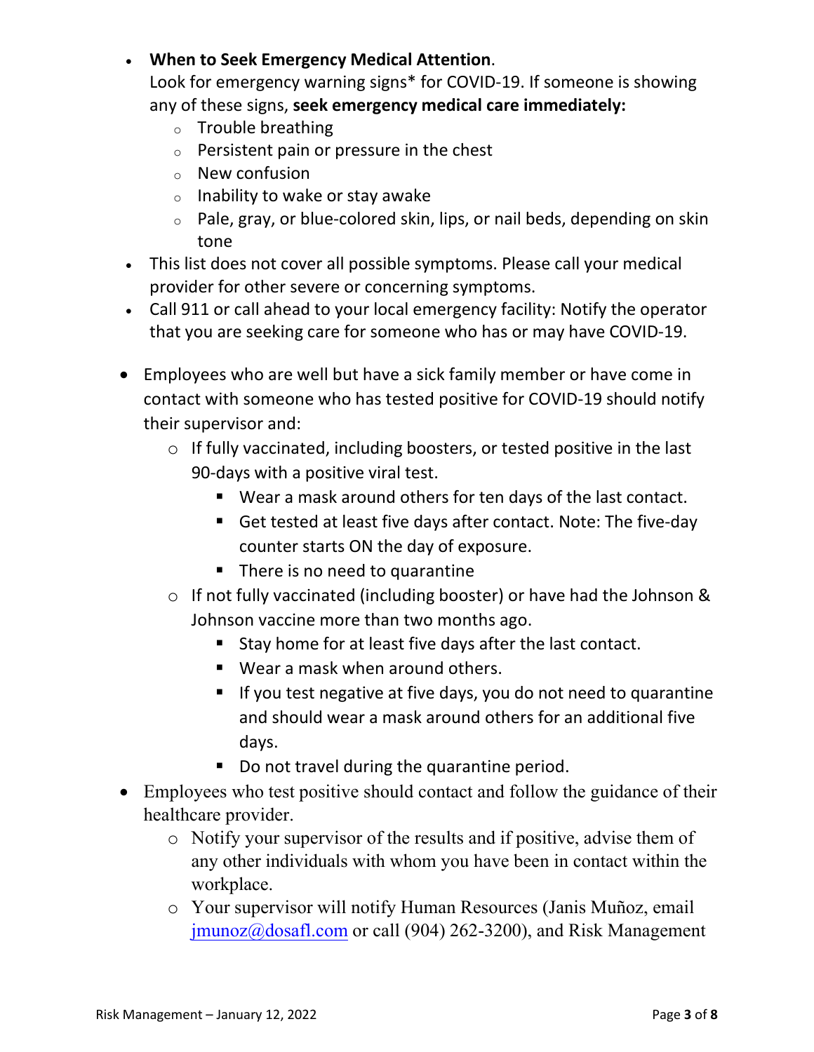- **When to Seek Emergency Medical Attention**.
  Look for emergency warning signs* for COVID-19. If someone is showing any of these signs, **seek emergency medical care immediately:**
    - Trouble breathing
    - Persistent pain or pressure in the chest
    - New confusion
    - Inability to wake or stay awake
    - Pale, gray, or blue-colored skin, lips, or nail beds, depending on skin tone
- This list does not cover all possible symptoms. Please call your medical provider for other severe or concerning symptoms.
- Call 911 or call ahead to your local emergency facility: Notify the operator that you are seeking care for someone who has or may have COVID-19.

- Employees who are well but have a sick family member or have come in contact with someone who has tested positive for COVID-19 should notify their supervisor and:
    - If fully vaccinated, including boosters, or tested positive in the last 90-days with a positive viral test.
        - Wear a mask around others for ten days of the last contact.
        - Get tested at least five days after contact. Note: The five-day counter starts ON the day of exposure.
        - There is no need to quarantine
    - If not fully vaccinated (including booster) or have had the Johnson & Johnson vaccine more than two months ago.
        - Stay home for at least five days after the last contact.
        - Wear a mask when around others.
        - If you test negative at five days, you do not need to quarantine and should wear a mask around others for an additional five days.
        - Do not travel during the quarantine period.
- Employees who test positive should contact and follow the guidance of their healthcare provider.
    - Notify your supervisor of the results and if positive, advise them of any other individuals with whom you have been in contact within the workplace.
    - Your supervisor will notify Human Resources (Janis Muñoz, email jmunoz@dosafl.com or call (904) 262-3200), and Risk Management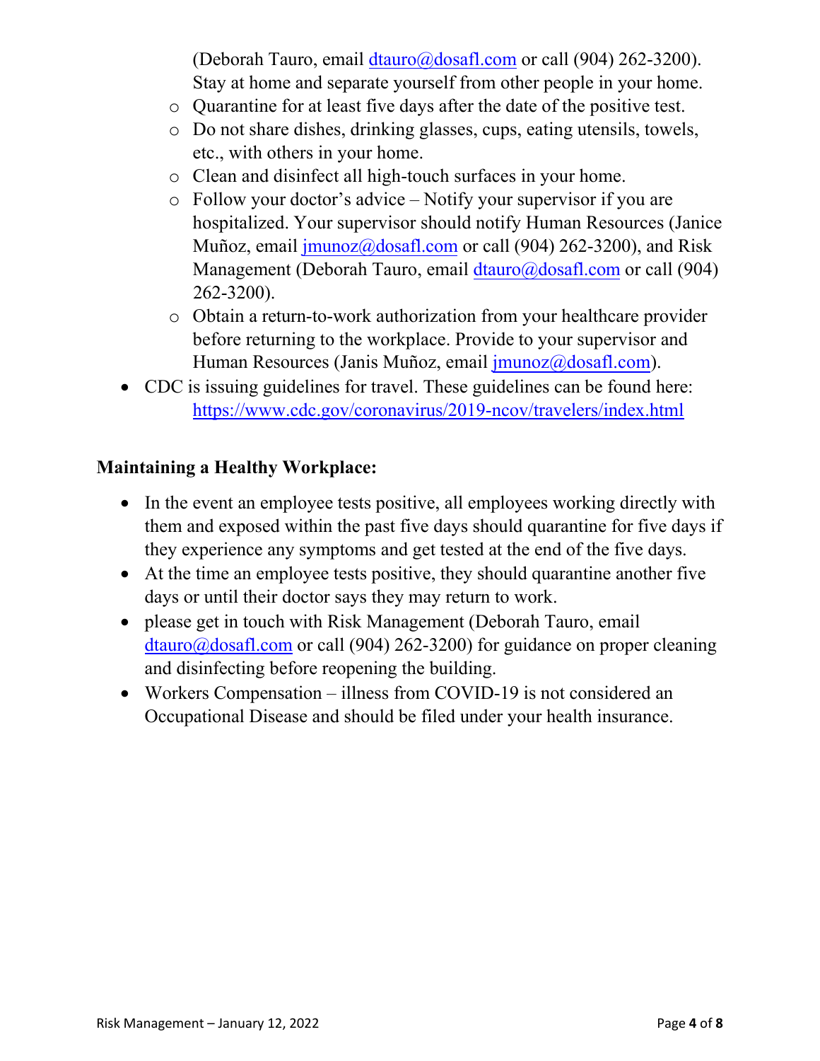(Deborah Tauro, email dtauro@dosafl.com or call (904) 262-3200). Stay at home and separate yourself from other people in your home.
    - Quarantine for at least five days after the date of the positive test.
    - Do not share dishes, drinking glasses, cups, eating utensils, towels, etc., with others in your home.
    - Clean and disinfect all high-touch surfaces in your home.
    - Follow your doctor's advice – Notify your supervisor if you are hospitalized. Your supervisor should notify Human Resources (Janice Muñoz, email jmunoz@dosafl.com or call (904) 262-3200), and Risk Management (Deborah Tauro, email dtauro@dosafl.com or call (904) 262-3200).
    - Obtain a return-to-work authorization from your healthcare provider before returning to the workplace. Provide to your supervisor and Human Resources (Janis Muñoz, email jmunoz@dosafl.com).
- CDC is issuing guidelines for travel. These guidelines can be found here: https://www.cdc.gov/coronavirus/2019-ncov/travelers/index.html

**Maintaining a Healthy Workplace:**

- In the event an employee tests positive, all employees working directly with them and exposed within the past five days should quarantine for five days if they experience any symptoms and get tested at the end of the five days.
- At the time an employee tests positive, they should quarantine another five days or until their doctor says they may return to work.
- please get in touch with Risk Management (Deborah Tauro, email dtauro@dosafl.com or call (904) 262-3200) for guidance on proper cleaning and disinfecting before reopening the building.
- Workers Compensation – illness from COVID-19 is not considered an Occupational Disease and should be filed under your health insurance.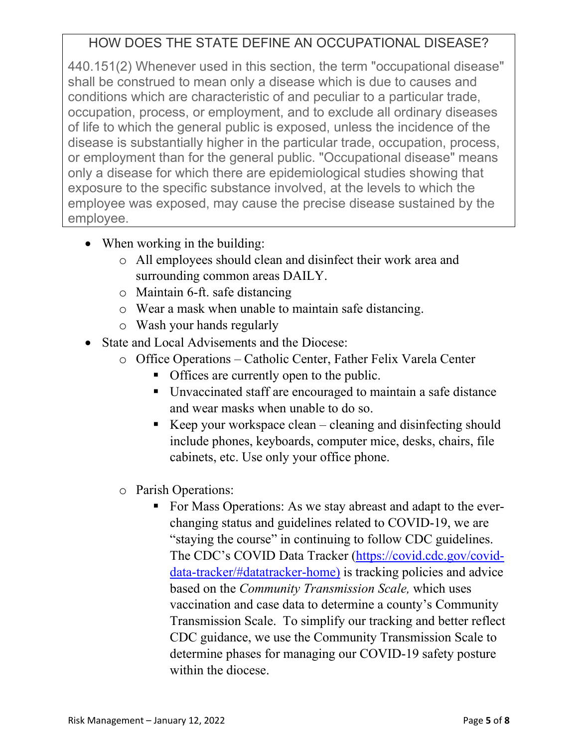## HOW DOES THE STATE DEFINE AN OCCUPATIONAL DISEASE?

440.151(2) Whenever used in this section, the term "occupational disease" shall be construed to mean only a disease which is due to causes and conditions which are characteristic of and peculiar to a particular trade, occupation, process, or employment, and to exclude all ordinary diseases of life to which the general public is exposed, unless the incidence of the disease is substantially higher in the particular trade, occupation, process, or employment than for the general public. "Occupational disease" means only a disease for which there are epidemiological studies showing that exposure to the specific substance involved, at the levels to which the employee was exposed, may cause the precise disease sustained by the employee.

- When working in the building:
  - All employees should clean and disinfect their work area and surrounding common areas DAILY.
  - Maintain 6-ft. safe distancing
  - Wear a mask when unable to maintain safe distancing.
  - Wash your hands regularly
- State and Local Advisements and the Diocese:
  - Office Operations – Catholic Center, Father Felix Varela Center
    - Offices are currently open to the public.
    - Unvaccinated staff are encouraged to maintain a safe distance and wear masks when unable to do so.
    - Keep your workspace clean – cleaning and disinfecting should include phones, keyboards, computer mice, desks, chairs, file cabinets, etc. Use only your office phone.
  - Parish Operations:
    - For Mass Operations: As we stay abreast and adapt to the ever-changing status and guidelines related to COVID-19, we are "staying the course" in continuing to follow CDC guidelines. The CDC's COVID Data Tracker (https://covid.cdc.gov/covid-data-tracker/#datatracker-home) is tracking policies and advice based on the *Community Transmission Scale,* which uses vaccination and case data to determine a county's Community Transmission Scale. To simplify our tracking and better reflect CDC guidance, we use the Community Transmission Scale to determine phases for managing our COVID-19 safety posture within the diocese.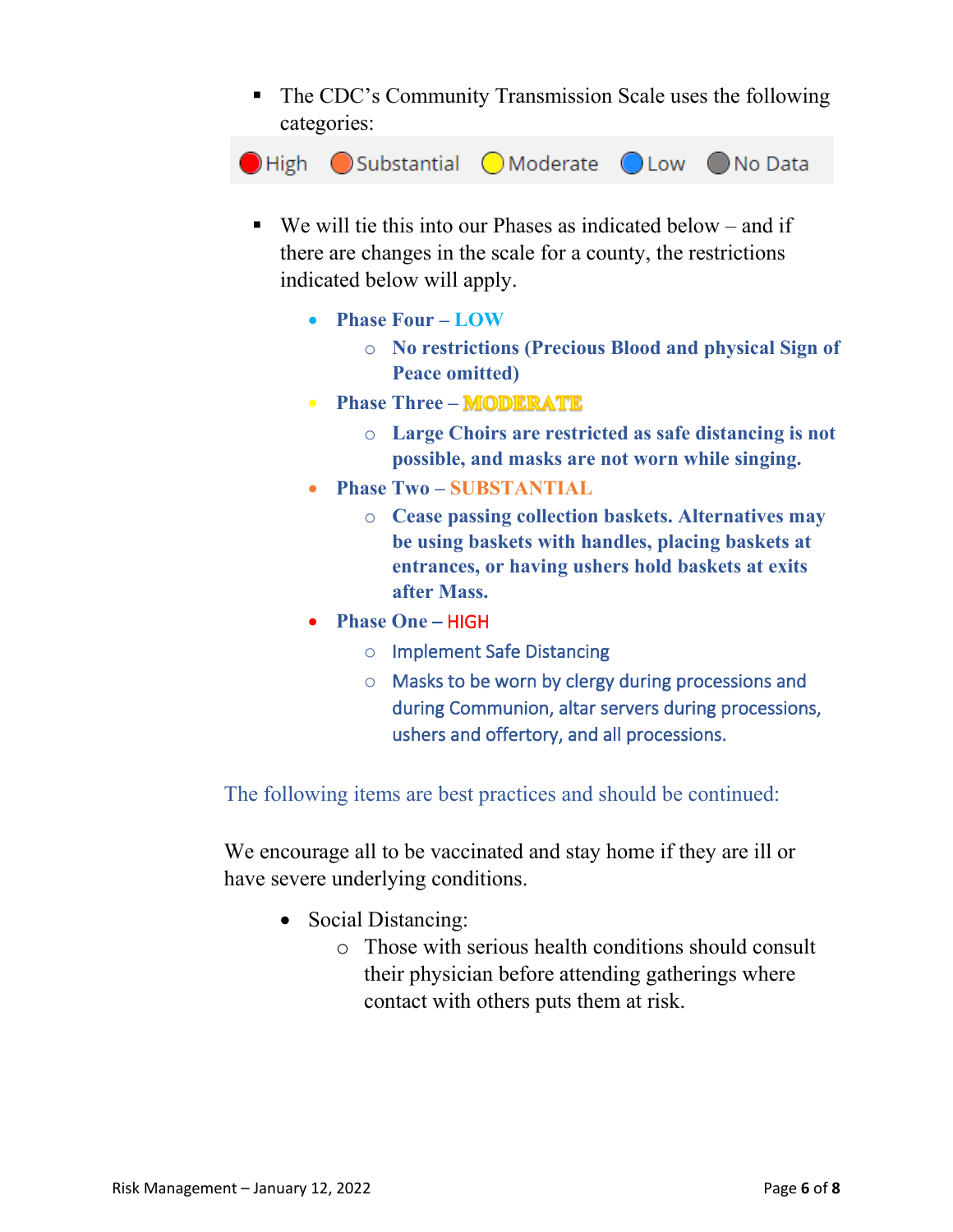- The CDC's Community Transmission Scale uses the following categories:

High | Substantial | Moderate | Low | No Data

- We will tie this into our Phases as indicated below – and if there are changes in the scale for a county, the restrictions indicated below will apply.

  - **Phase Four – LOW**
    - **No restrictions (Precious Blood and physical Sign of Peace omitted)**
  - **Phase Three – MODERATE**
    - **Large Choirs are restricted as safe distancing is not possible, and masks are not worn while singing.**
  - **Phase Two – SUBSTANTIAL**
    - **Cease passing collection baskets. Alternatives may be using baskets with handles, placing baskets at entrances, or having ushers hold baskets at exits after Mass.**
  - **Phase One** – HIGH
    - Implement Safe Distancing
    - Masks to be worn by clergy during processions and during Communion, altar servers during processions, ushers and offertory, and all processions.

The following items are best practices and should be continued:

We encourage all to be vaccinated and stay home if they are ill or have severe underlying conditions.

- Social Distancing:
  - Those with serious health conditions should consult their physician before attending gatherings where contact with others puts them at risk.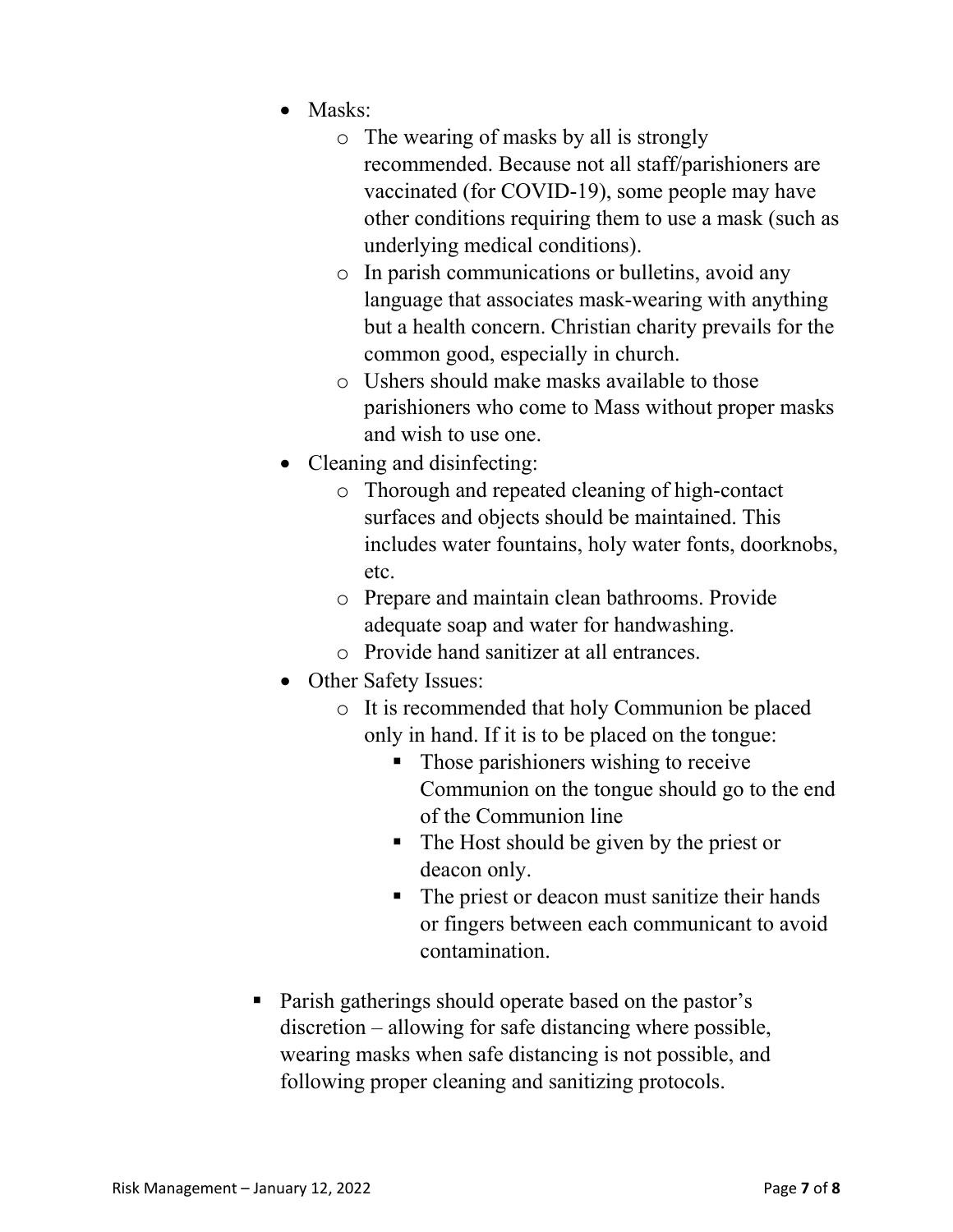- Masks:
  - The wearing of masks by all is strongly recommended. Because not all staff/parishioners are vaccinated (for COVID-19), some people may have other conditions requiring them to use a mask (such as underlying medical conditions).
  - In parish communications or bulletins, avoid any language that associates mask-wearing with anything but a health concern. Christian charity prevails for the common good, especially in church.
  - Ushers should make masks available to those parishioners who come to Mass without proper masks and wish to use one.
- Cleaning and disinfecting:
  - Thorough and repeated cleaning of high-contact surfaces and objects should be maintained. This includes water fountains, holy water fonts, doorknobs, etc.
  - Prepare and maintain clean bathrooms. Provide adequate soap and water for handwashing.
  - Provide hand sanitizer at all entrances.
- Other Safety Issues:
  - It is recommended that holy Communion be placed only in hand. If it is to be placed on the tongue:
    - Those parishioners wishing to receive Communion on the tongue should go to the end of the Communion line
    - The Host should be given by the priest or deacon only.
    - The priest or deacon must sanitize their hands or fingers between each communicant to avoid contamination.

- Parish gatherings should operate based on the pastor's discretion – allowing for safe distancing where possible, wearing masks when safe distancing is not possible, and following proper cleaning and sanitizing protocols.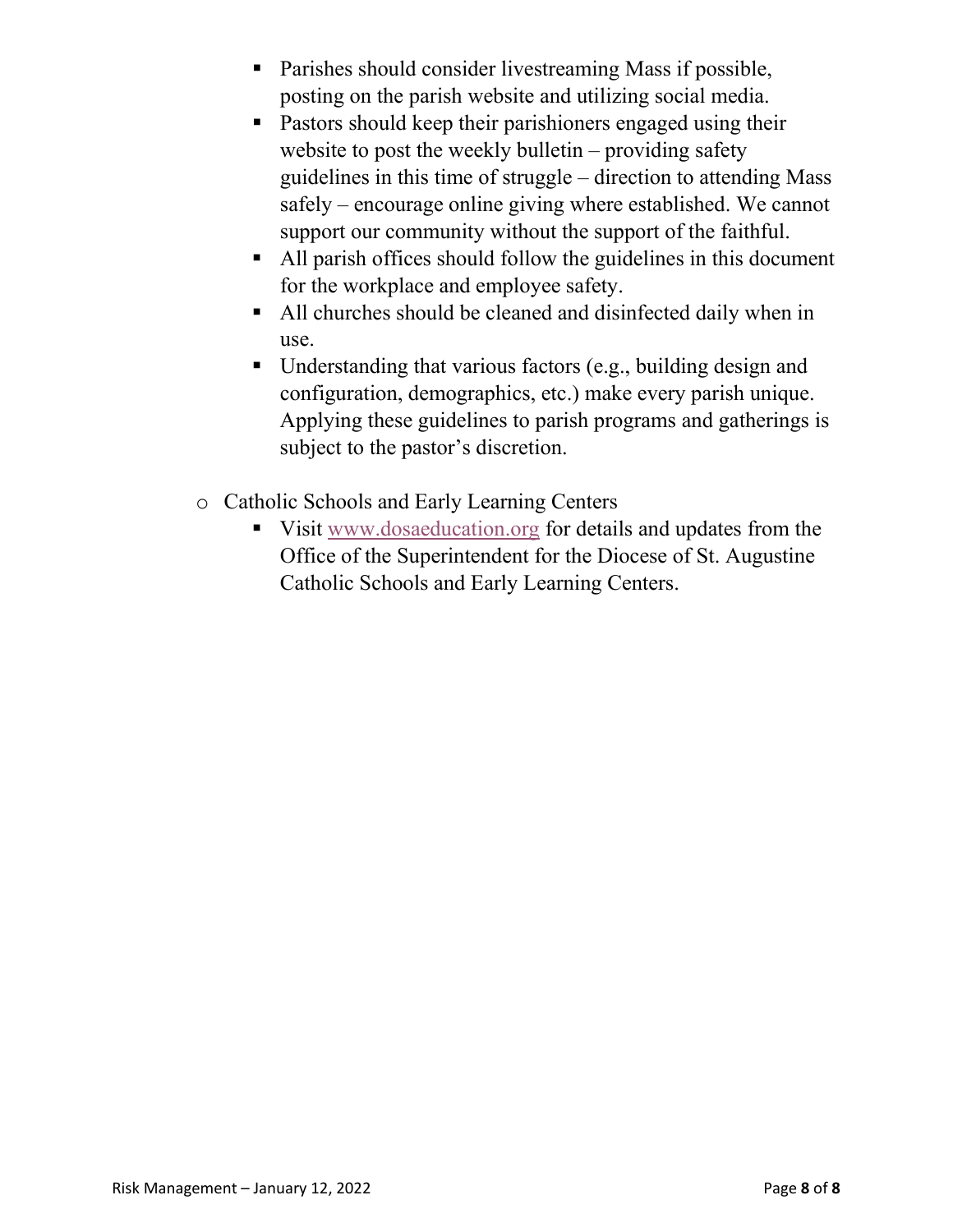- Parishes should consider livestreaming Mass if possible, posting on the parish website and utilizing social media.
- Pastors should keep their parishioners engaged using their website to post the weekly bulletin – providing safety guidelines in this time of struggle – direction to attending Mass safely – encourage online giving where established. We cannot support our community without the support of the faithful.
- All parish offices should follow the guidelines in this document for the workplace and employee safety.
- All churches should be cleaned and disinfected daily when in use.
- Understanding that various factors (e.g., building design and configuration, demographics, etc.) make every parish unique. Applying these guidelines to parish programs and gatherings is subject to the pastor's discretion.

- Catholic Schools and Early Learning Centers
  - Visit [www.dosaeducation.org](http://www.dosaeducation.org) for details and updates from the Office of the Superintendent for the Diocese of St. Augustine Catholic Schools and Early Learning Centers.